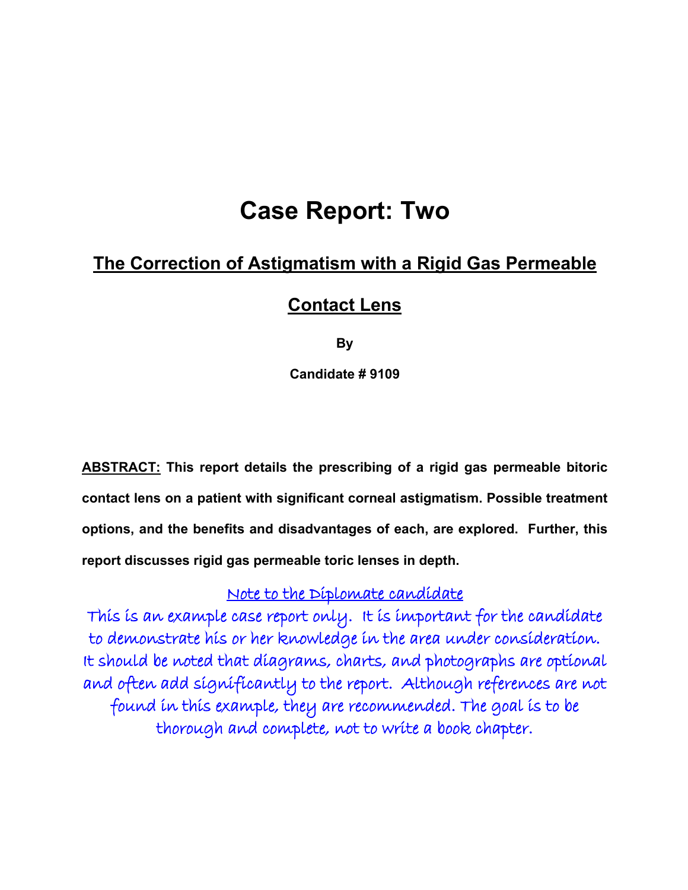# Case Report: Two

## The Correction of Astigmatism with a Rigid Gas Permeable Contact Lens

**By**

**Candidate # 9109**

**ABSTRACT:** **This report details the prescribing of a rigid gas permeable bitoric contact lens on a patient with significant corneal astigmatism. Possible treatment options, and the benefits and disadvantages of each, are explored. Further, this report discusses rigid gas permeable toric lenses in depth.**

Note to the Diplomate candidate

This is an example case report only. It is important for the candidate to demonstrate his or her knowledge in the area under consideration. It should be noted that diagrams, charts, and photographs are optional and often add significantly to the report. Although references are not found in this example, they are recommended. The goal is to be thorough and complete, not to write a book chapter.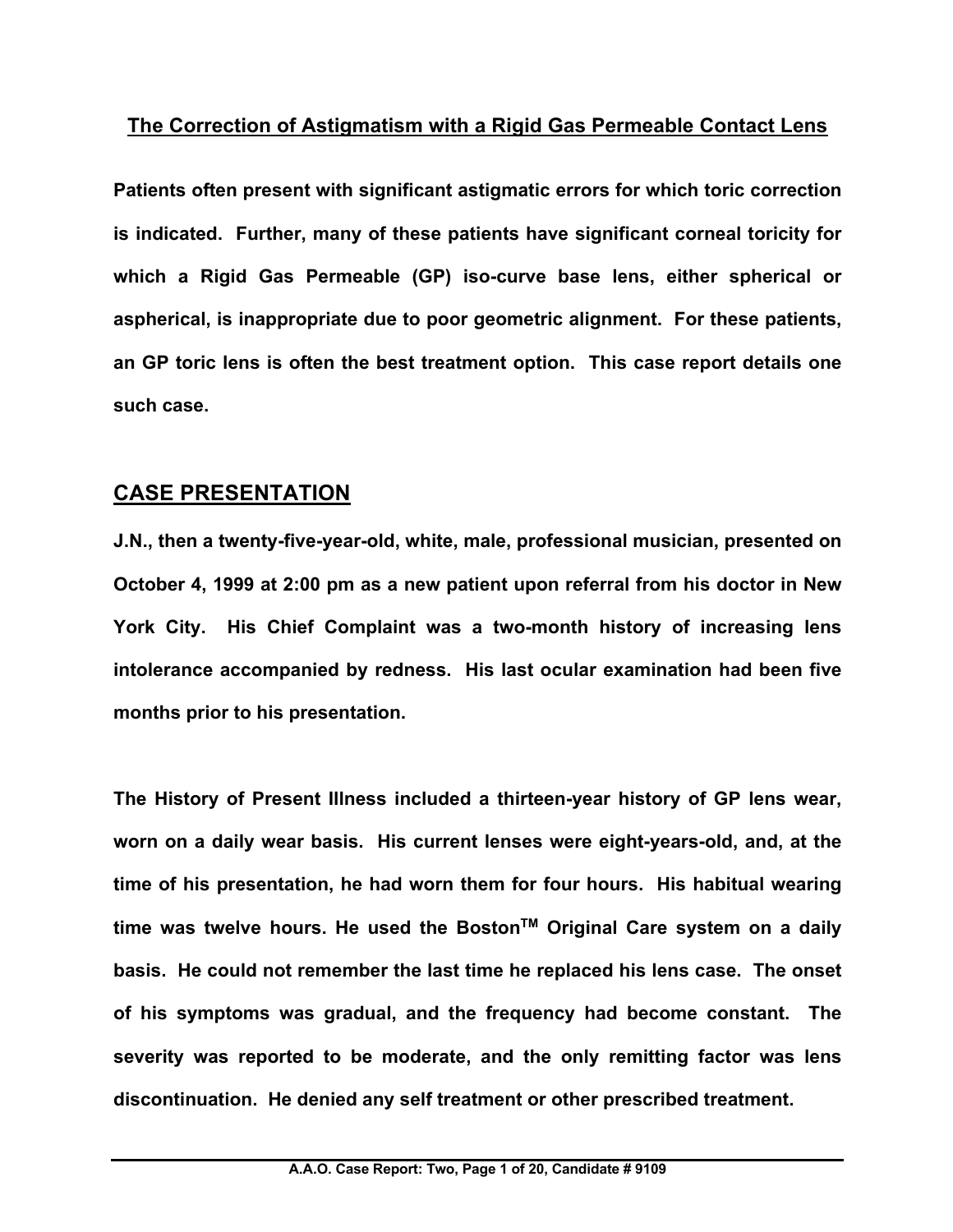## The Correction of Astigmatism with a Rigid Gas Permeable Contact Lens

**Patients often present with significant astigmatic errors for which toric correction is indicated. Further, many of these patients have significant corneal toricity for which a Rigid Gas Permeable (GP) iso-curve base lens, either spherical or aspherical, is inappropriate due to poor geometric alignment. For these patients, an GP toric lens is often the best treatment option. This case report details one such case.**

## CASE PRESENTATION

**J.N., then a twenty-five-year-old, white, male, professional musician, presented on October 4, 1999 at 2:00 pm as a new patient upon referral from his doctor in New York City. His Chief Complaint was a two-month history of increasing lens intolerance accompanied by redness. His last ocular examination had been five months prior to his presentation.**

**The History of Present Illness included a thirteen-year history of GP lens wear, worn on a daily wear basis. His current lenses were eight-years-old, and, at the time of his presentation, he had worn them for four hours. His habitual wearing time was twelve hours. He used the Boston™ Original Care system on a daily basis. He could not remember the last time he replaced his lens case. The onset of his symptoms was gradual, and the frequency had become constant. The severity was reported to be moderate, and the only remitting factor was lens discontinuation. He denied any self treatment or other prescribed treatment.**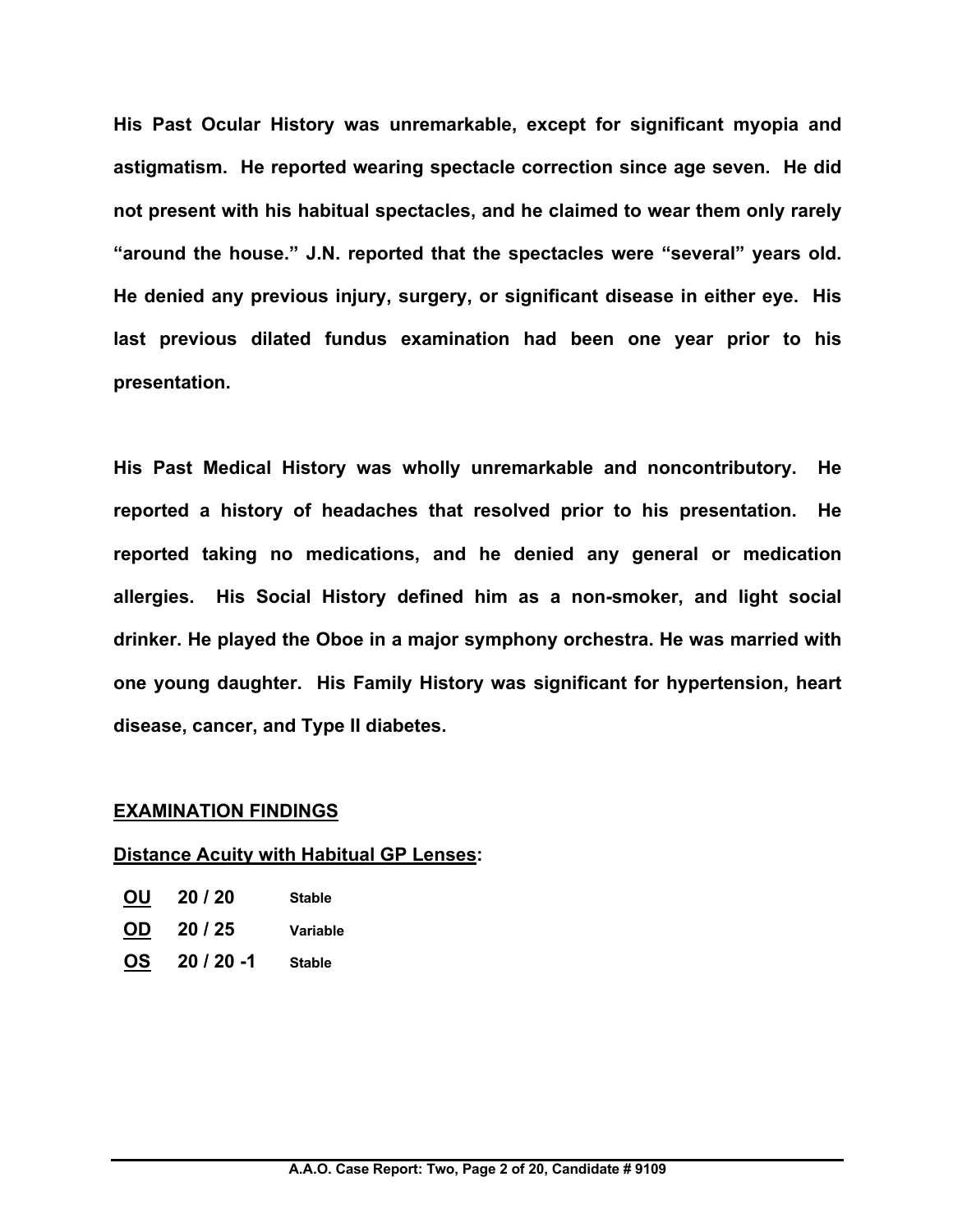**His Past Ocular History was unremarkable, except for significant myopia and astigmatism. He reported wearing spectacle correction since age seven. He did not present with his habitual spectacles, and he claimed to wear them only rarely "around the house." J.N. reported that the spectacles were "several" years old. He denied any previous injury, surgery, or significant disease in either eye. His last previous dilated fundus examination had been one year prior to his presentation.**

**His Past Medical History was wholly unremarkable and noncontributory. He reported a history of headaches that resolved prior to his presentation. He reported taking no medications, and he denied any general or medication allergies. His Social History defined him as a non-smoker, and light social drinker. He played the Oboe in a major symphony orchestra. He was married with one young daughter. His Family History was significant for hypertension, heart disease, cancer, and Type II diabetes.**

## EXAMINATION FINDINGS

### Distance Acuity with Habitual GP Lenses:

| | | |
|---|---|---|
| **OU** | **20 / 20** | **Stable** |
| **OD** | **20 / 25** | **Variable** |
| **OS** | **20 / 20 -1** | **Stable** |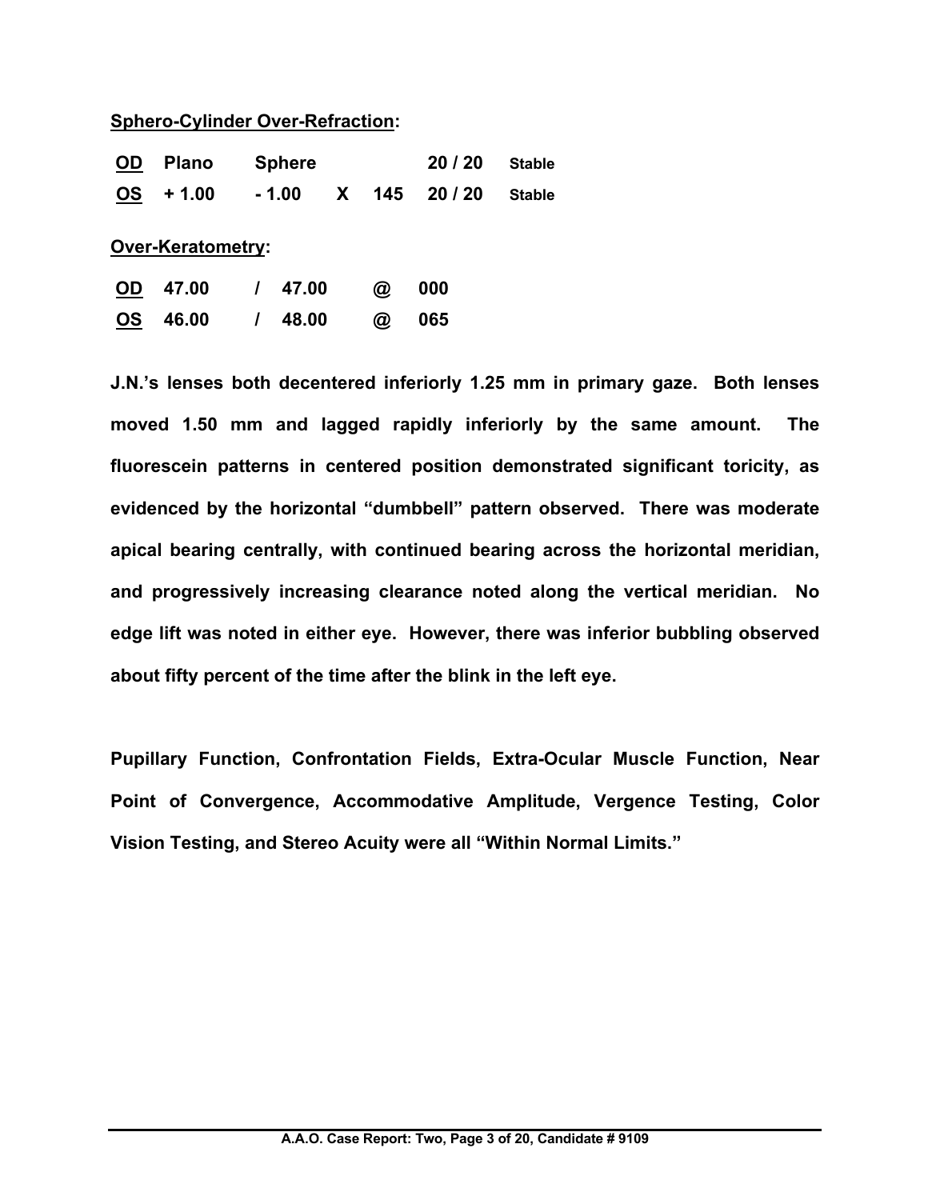**Sphero-Cylinder Over-Refraction:**

| | | | | | | |
|---|---|---|---|---|---|---|
| **OD** | **Plano** | **Sphere** | | | **20 / 20** | **Stable** |
| **OS** | **+ 1.00** | **- 1.00** | **X** | **145** | **20 / 20** | **Stable** |

**Over-Keratometry:**

| | | | | |
|---|---|---|---|---|
| **OD** | **47.00** | **/ 47.00** | **@** | **000** |
| **OS** | **46.00** | **/ 48.00** | **@** | **065** |

**J.N.'s lenses both decentered inferiorly 1.25 mm in primary gaze. Both lenses moved 1.50 mm and lagged rapidly inferiorly by the same amount. The fluorescein patterns in centered position demonstrated significant toricity, as evidenced by the horizontal "dumbbell" pattern observed. There was moderate apical bearing centrally, with continued bearing across the horizontal meridian, and progressively increasing clearance noted along the vertical meridian. No edge lift was noted in either eye. However, there was inferior bubbling observed about fifty percent of the time after the blink in the left eye.**

**Pupillary Function, Confrontation Fields, Extra-Ocular Muscle Function, Near Point of Convergence, Accommodative Amplitude, Vergence Testing, Color Vision Testing, and Stereo Acuity were all "Within Normal Limits."**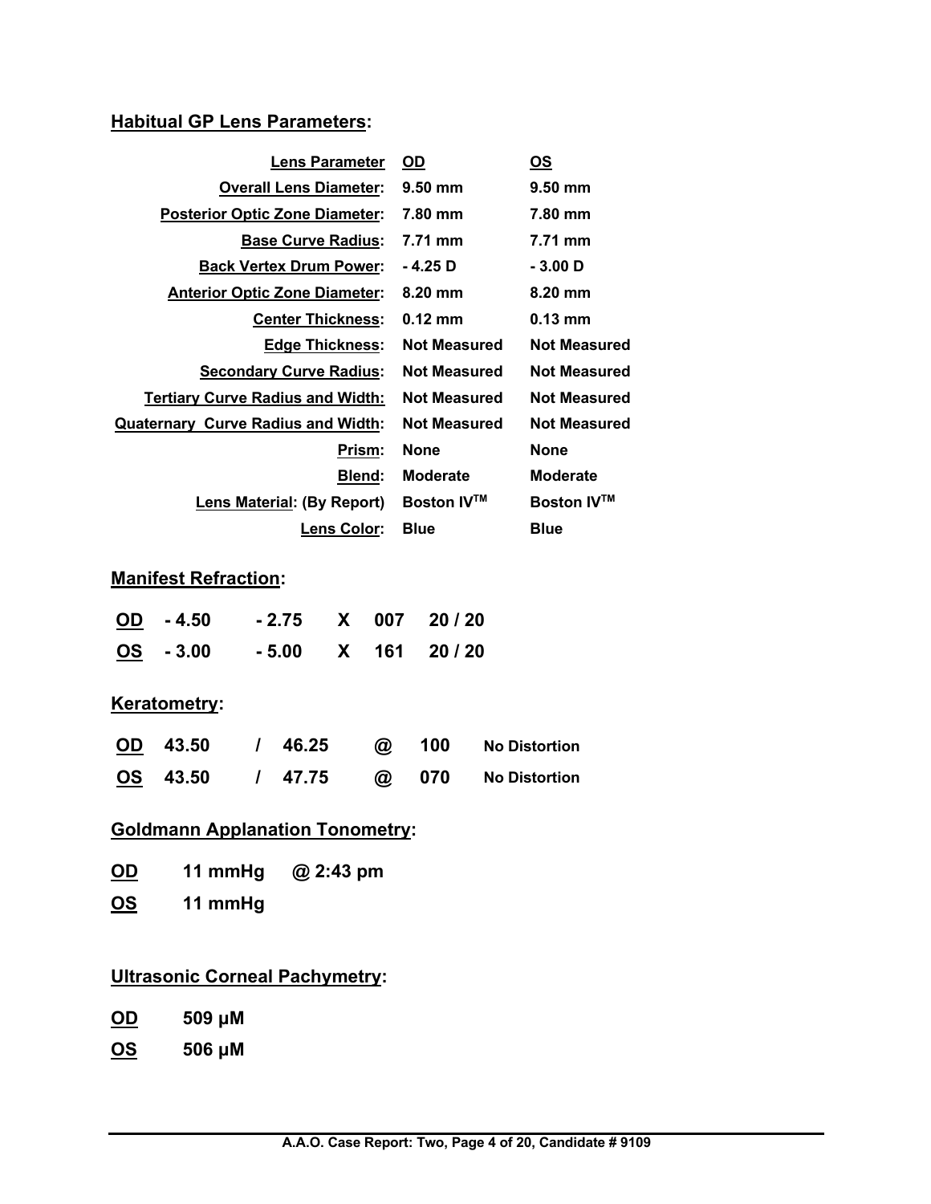## Habitual GP Lens Parameters:

| Lens Parameter | OD | OS |
|---|---|---|
| Overall Lens Diameter: | 9.50 mm | 9.50 mm |
| Posterior Optic Zone Diameter: | 7.80 mm | 7.80 mm |
| Base Curve Radius: | 7.71 mm | 7.71 mm |
| Back Vertex Drum Power: | - 4.25 D | - 3.00 D |
| Anterior Optic Zone Diameter: | 8.20 mm | 8.20 mm |
| Center Thickness: | 0.12 mm | 0.13 mm |
| Edge Thickness: | Not Measured | Not Measured |
| Secondary Curve Radius: | Not Measured | Not Measured |
| Tertiary Curve Radius and Width: | Not Measured | Not Measured |
| Quaternary Curve Radius and Width: | Not Measured | Not Measured |
| Prism: | None | None |
| Blend: | Moderate | Moderate |
| Lens Material: (By Report) | Boston IV™ | Boston IV™ |
| Lens Color: | Blue | Blue |

## Manifest Refraction:

| | | | | | |
|---|---|---|---|---|---|
| OD | - 4.50 | - 2.75 | X | 007 | 20 / 20 |
| OS | - 3.00 | - 5.00 | X | 161 | 20 / 20 |

## Keratometry:

| | | | | | | |
|---|---|---|---|---|---|---|
| OD | 43.50 | / | 46.25 | @ | 100 | No Distortion |
| OS | 43.50 | / | 47.75 | @ | 070 | No Distortion |

## Goldmann Applanation Tonometry:

**OD** 11 mmHg @ 2:43 pm

**OS** 11 mmHg

## Ultrasonic Corneal Pachymetry:

**OD** 509 µM

**OS** 506 µM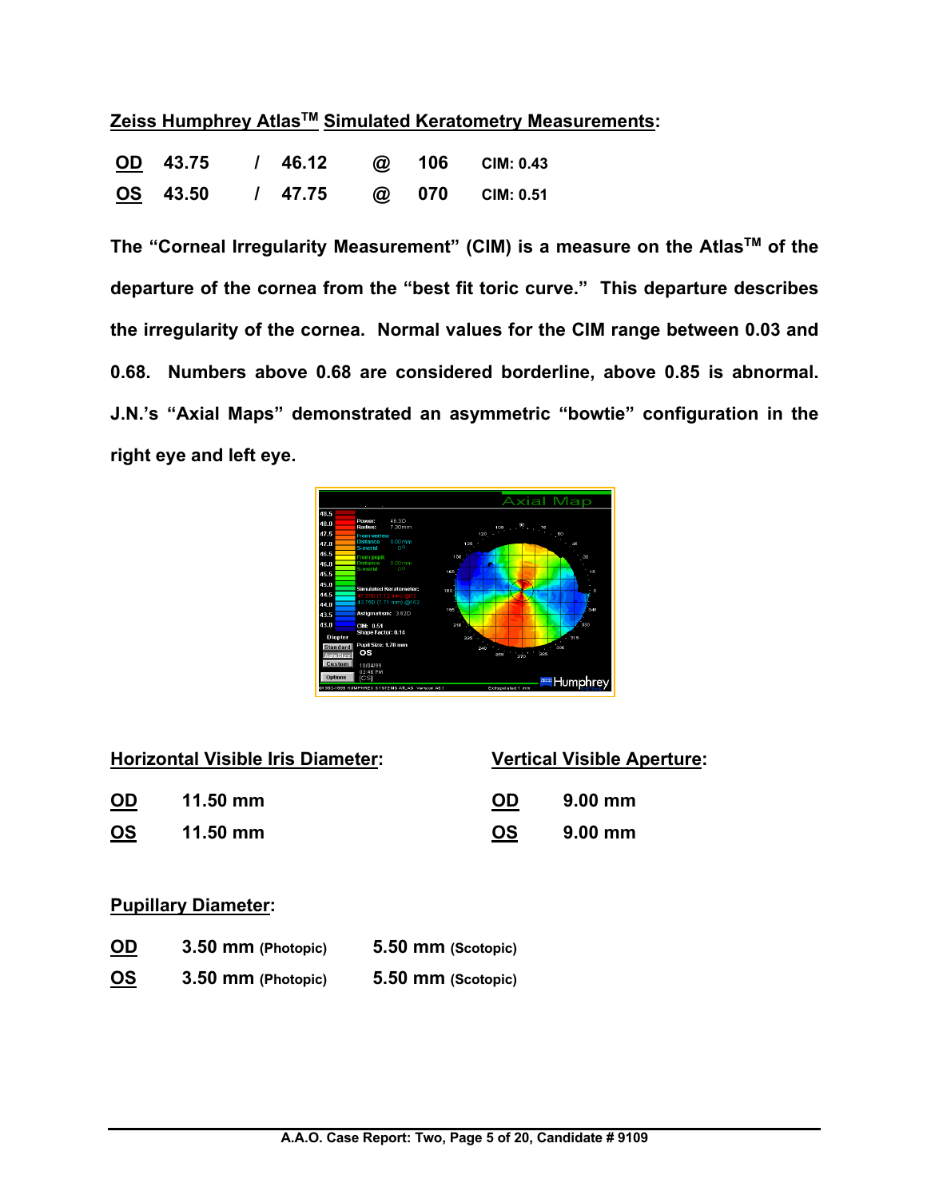**Zeiss Humphrey Atlas™ Simulated Keratometry Measurements:**

| | | | | | | |
|---|---|---|---|---|---|---|
| **OD** | 43.75 | / | 46.12 | @ | 106 | CIM: 0.43 |
| **OS** | 43.50 | / | 47.75 | @ | 070 | CIM: 0.51 |

**The "Corneal Irregularity Measurement" (CIM) is a measure on the Atlas™ of the departure of the cornea from the "best fit toric curve." This departure describes the irregularity of the cornea. Normal values for the CIM range between 0.03 and 0.68. Numbers above 0.68 are considered borderline, above 0.85 is abnormal. J.N.'s "Axial Maps" demonstrated an asymmetric "bowtie" configuration in the right eye and left eye.**

**Horizontal Visible Iris Diameter:**

| | |
|---|---|
| **OD** | 11.50 mm |
| **OS** | 11.50 mm |

**Vertical Visible Aperture:**

| | |
|---|---|
| **OD** | 9.00 mm |
| **OS** | 9.00 mm |

**Pupillary Diameter:**

| | | |
|---|---|---|
| **OD** | 3.50 mm (Photopic) | 5.50 mm (Scotopic) |
| **OS** | 3.50 mm (Photopic) | 5.50 mm (Scotopic) |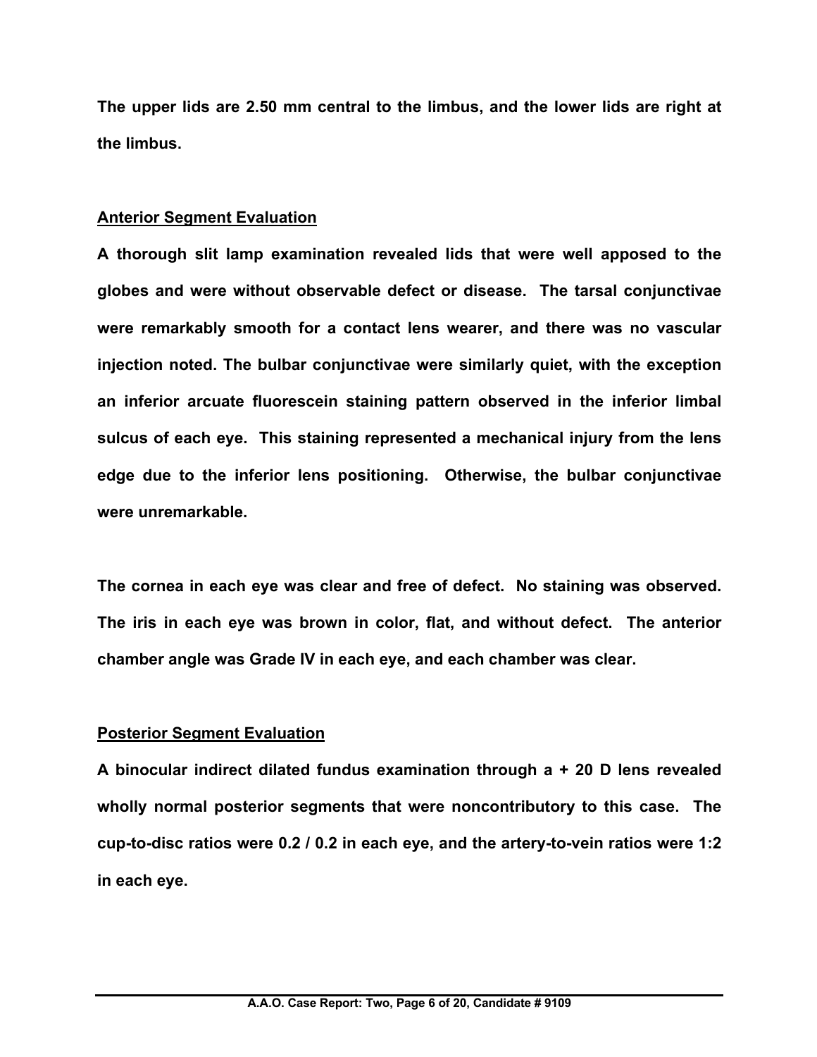**The upper lids are 2.50 mm central to the limbus, and the lower lids are right at the limbus.**

## Anterior Segment Evaluation

**A thorough slit lamp examination revealed lids that were well apposed to the globes and were without observable defect or disease. The tarsal conjunctivae were remarkably smooth for a contact lens wearer, and there was no vascular injection noted. The bulbar conjunctivae were similarly quiet, with the exception an inferior arcuate fluorescein staining pattern observed in the inferior limbal sulcus of each eye. This staining represented a mechanical injury from the lens edge due to the inferior lens positioning. Otherwise, the bulbar conjunctivae were unremarkable.**

**The cornea in each eye was clear and free of defect. No staining was observed. The iris in each eye was brown in color, flat, and without defect. The anterior chamber angle was Grade IV in each eye, and each chamber was clear.**

## Posterior Segment Evaluation

**A binocular indirect dilated fundus examination through a + 20 D lens revealed wholly normal posterior segments that were noncontributory to this case. The cup-to-disc ratios were 0.2 / 0.2 in each eye, and the artery-to-vein ratios were 1:2 in each eye.**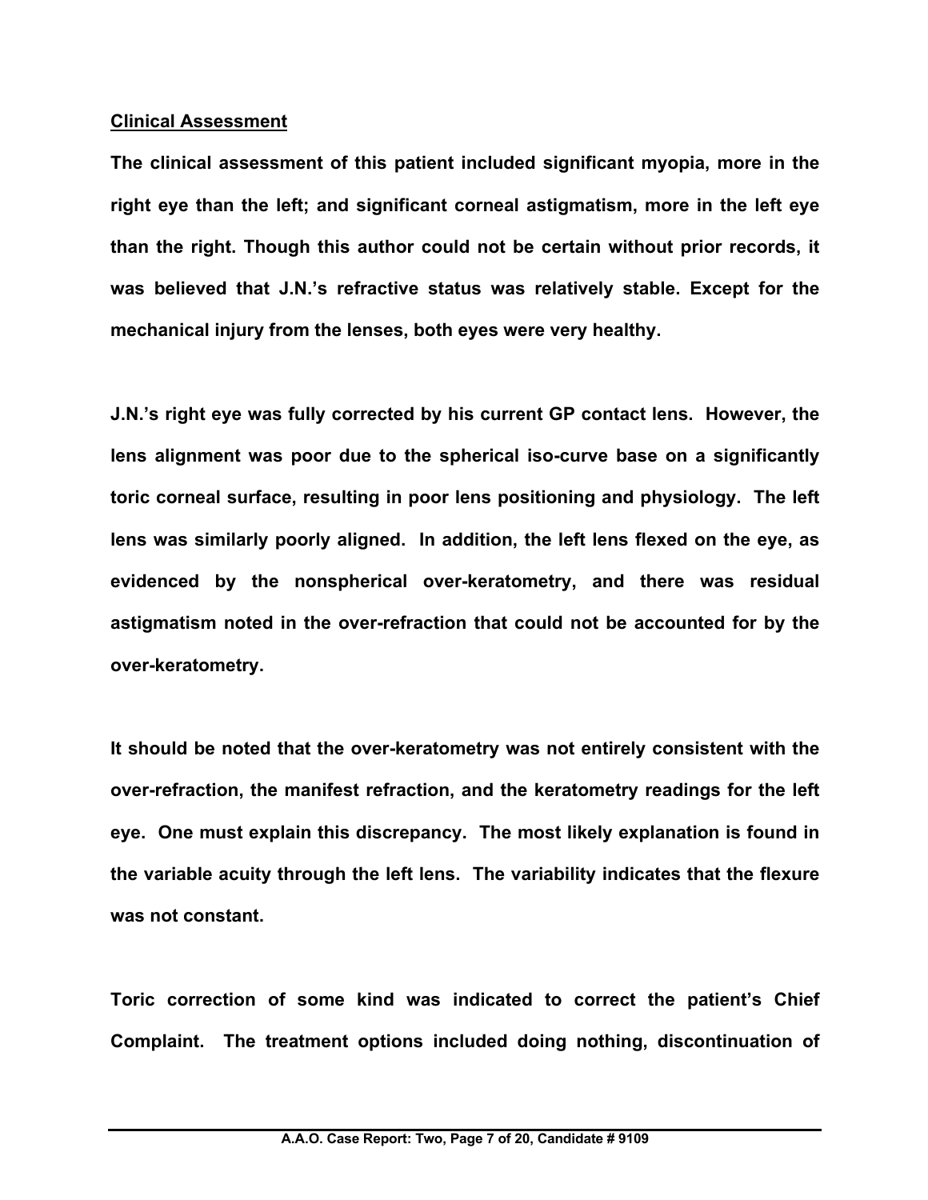## Clinical Assessment

**The clinical assessment of this patient included significant myopia, more in the right eye than the left; and significant corneal astigmatism, more in the left eye than the right. Though this author could not be certain without prior records, it was believed that J.N.'s refractive status was relatively stable. Except for the mechanical injury from the lenses, both eyes were very healthy.**

**J.N.'s right eye was fully corrected by his current GP contact lens. However, the lens alignment was poor due to the spherical iso-curve base on a significantly toric corneal surface, resulting in poor lens positioning and physiology. The left lens was similarly poorly aligned. In addition, the left lens flexed on the eye, as evidenced by the nonspherical over-keratometry, and there was residual astigmatism noted in the over-refraction that could not be accounted for by the over-keratometry.**

**It should be noted that the over-keratometry was not entirely consistent with the over-refraction, the manifest refraction, and the keratometry readings for the left eye. One must explain this discrepancy. The most likely explanation is found in the variable acuity through the left lens. The variability indicates that the flexure was not constant.**

**Toric correction of some kind was indicated to correct the patient's Chief Complaint. The treatment options included doing nothing, discontinuation of**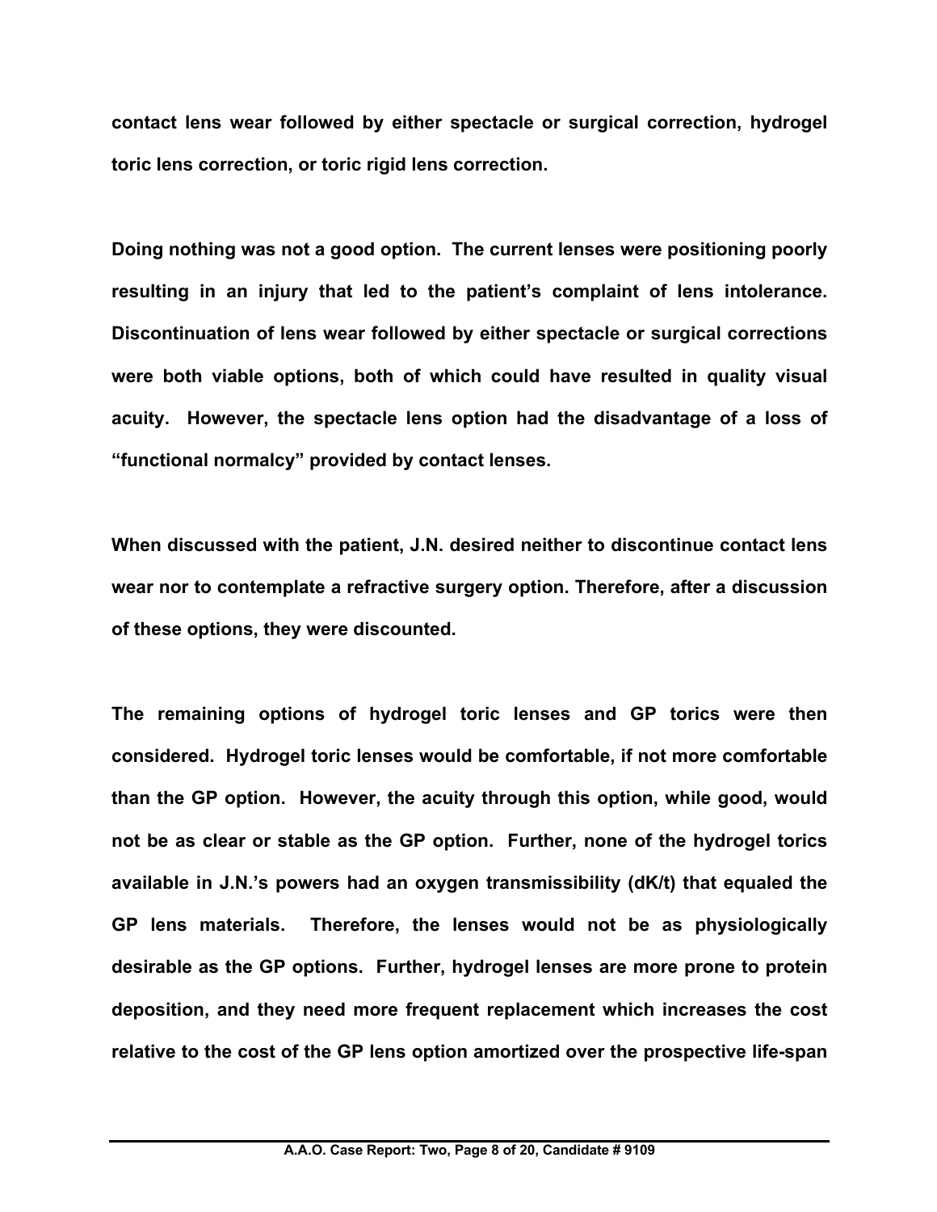**contact lens wear followed by either spectacle or surgical correction, hydrogel toric lens correction, or toric rigid lens correction.**

**Doing nothing was not a good option. The current lenses were positioning poorly resulting in an injury that led to the patient's complaint of lens intolerance. Discontinuation of lens wear followed by either spectacle or surgical corrections were both viable options, both of which could have resulted in quality visual acuity. However, the spectacle lens option had the disadvantage of a loss of "functional normalcy" provided by contact lenses.**

**When discussed with the patient, J.N. desired neither to discontinue contact lens wear nor to contemplate a refractive surgery option. Therefore, after a discussion of these options, they were discounted.**

**The remaining options of hydrogel toric lenses and GP torics were then considered. Hydrogel toric lenses would be comfortable, if not more comfortable than the GP option. However, the acuity through this option, while good, would not be as clear or stable as the GP option. Further, none of the hydrogel torics available in J.N.'s powers had an oxygen transmissibility (dK/t) that equaled the GP lens materials. Therefore, the lenses would not be as physiologically desirable as the GP options. Further, hydrogel lenses are more prone to protein deposition, and they need more frequent replacement which increases the cost relative to the cost of the GP lens option amortized over the prospective life-span**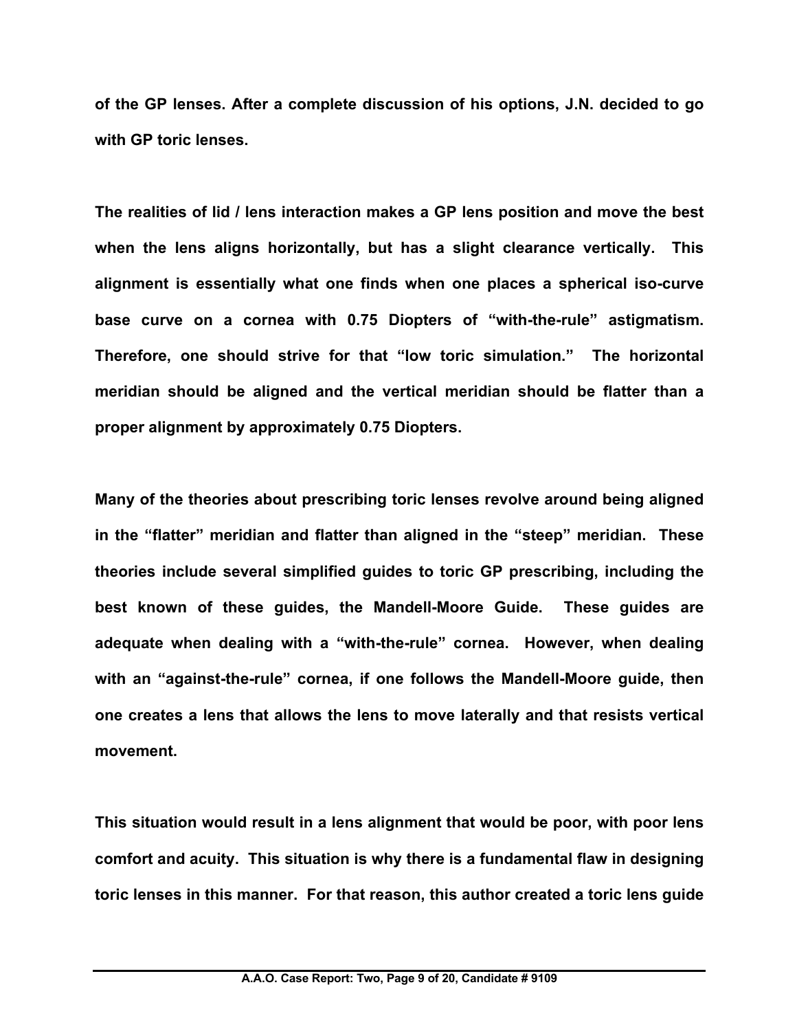**of the GP lenses. After a complete discussion of his options, J.N. decided to go with GP toric lenses.**

**The realities of lid / lens interaction makes a GP lens position and move the best when the lens aligns horizontally, but has a slight clearance vertically. This alignment is essentially what one finds when one places a spherical iso-curve base curve on a cornea with 0.75 Diopters of "with-the-rule" astigmatism. Therefore, one should strive for that "low toric simulation." The horizontal meridian should be aligned and the vertical meridian should be flatter than a proper alignment by approximately 0.75 Diopters.**

**Many of the theories about prescribing toric lenses revolve around being aligned in the "flatter" meridian and flatter than aligned in the "steep" meridian. These theories include several simplified guides to toric GP prescribing, including the best known of these guides, the Mandell-Moore Guide. These guides are adequate when dealing with a "with-the-rule" cornea. However, when dealing with an "against-the-rule" cornea, if one follows the Mandell-Moore guide, then one creates a lens that allows the lens to move laterally and that resists vertical movement.**

**This situation would result in a lens alignment that would be poor, with poor lens comfort and acuity. This situation is why there is a fundamental flaw in designing toric lenses in this manner. For that reason, this author created a toric lens guide**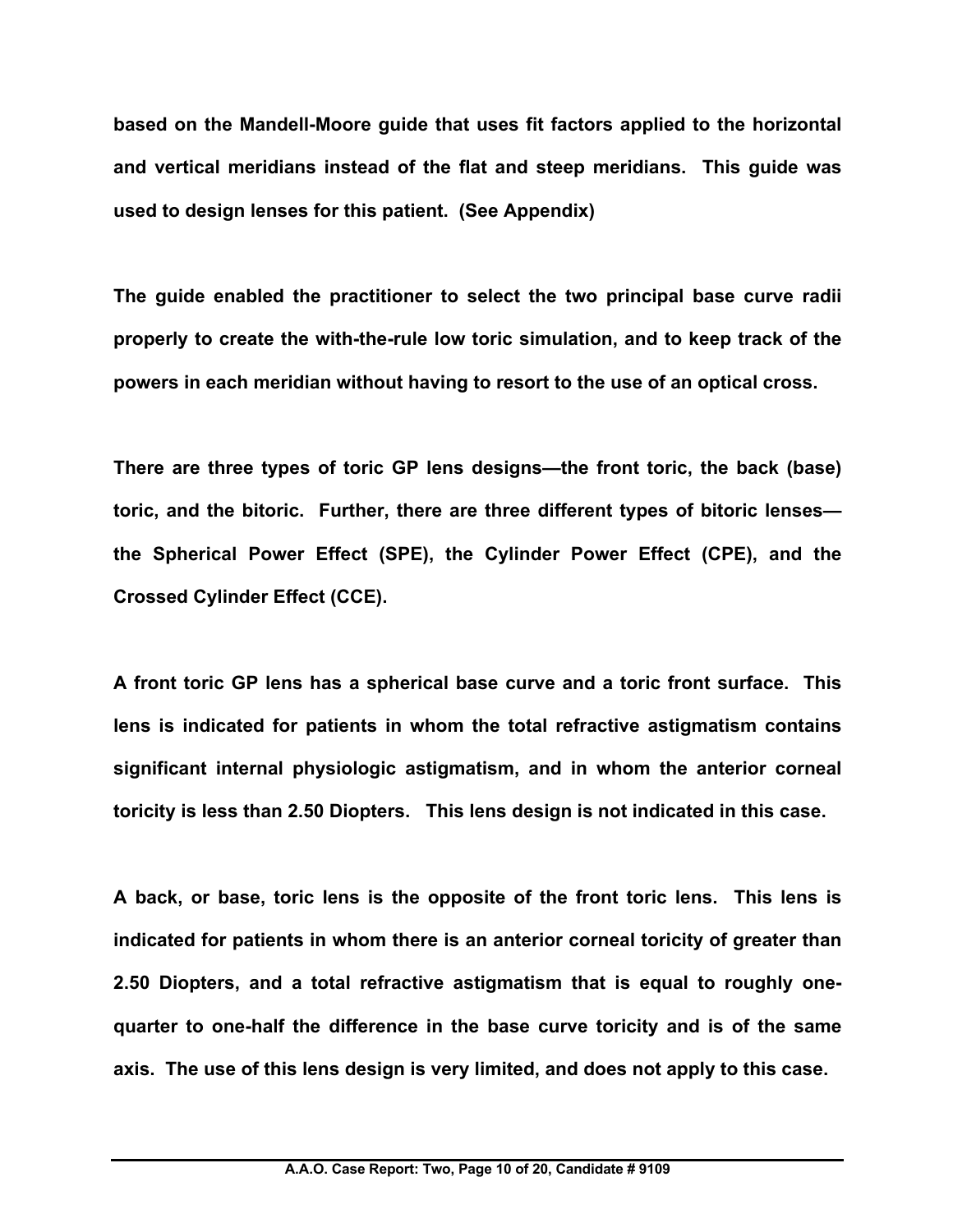**based on the Mandell-Moore guide that uses fit factors applied to the horizontal and vertical meridians instead of the flat and steep meridians. This guide was used to design lenses for this patient. (See Appendix)**

**The guide enabled the practitioner to select the two principal base curve radii properly to create the with-the-rule low toric simulation, and to keep track of the powers in each meridian without having to resort to the use of an optical cross.**

**There are three types of toric GP lens designs—the front toric, the back (base) toric, and the bitoric. Further, there are three different types of bitoric lenses—the Spherical Power Effect (SPE), the Cylinder Power Effect (CPE), and the Crossed Cylinder Effect (CCE).**

**A front toric GP lens has a spherical base curve and a toric front surface. This lens is indicated for patients in whom the total refractive astigmatism contains significant internal physiologic astigmatism, and in whom the anterior corneal toricity is less than 2.50 Diopters. This lens design is not indicated in this case.**

**A back, or base, toric lens is the opposite of the front toric lens. This lens is indicated for patients in whom there is an anterior corneal toricity of greater than 2.50 Diopters, and a total refractive astigmatism that is equal to roughly one-quarter to one-half the difference in the base curve toricity and is of the same axis. The use of this lens design is very limited, and does not apply to this case.**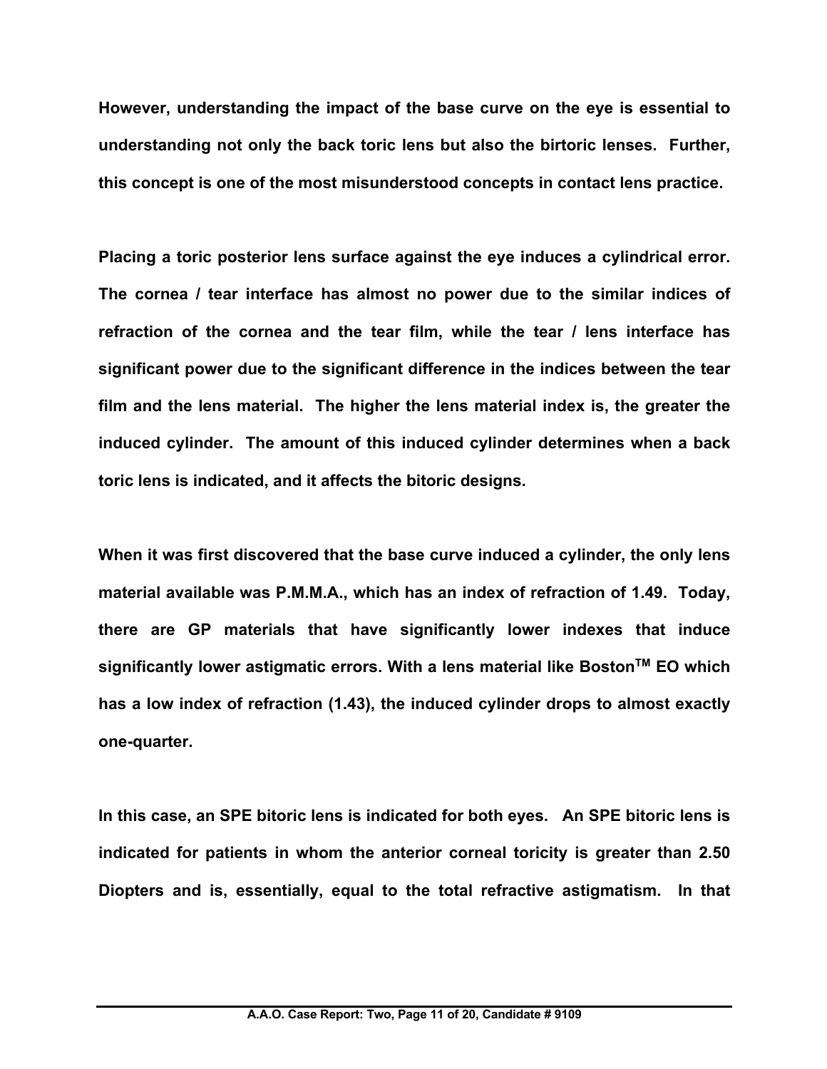**However, understanding the impact of the base curve on the eye is essential to understanding not only the back toric lens but also the birtoric lenses. Further, this concept is one of the most misunderstood concepts in contact lens practice.**

**Placing a toric posterior lens surface against the eye induces a cylindrical error. The cornea / tear interface has almost no power due to the similar indices of refraction of the cornea and the tear film, while the tear / lens interface has significant power due to the significant difference in the indices between the tear film and the lens material. The higher the lens material index is, the greater the induced cylinder. The amount of this induced cylinder determines when a back toric lens is indicated, and it affects the bitoric designs.**

**When it was first discovered that the base curve induced a cylinder, the only lens material available was P.M.M.A., which has an index of refraction of 1.49. Today, there are GP materials that have significantly lower indexes that induce significantly lower astigmatic errors. With a lens material like Boston™ EO which has a low index of refraction (1.43), the induced cylinder drops to almost exactly one-quarter.**

**In this case, an SPE bitoric lens is indicated for both eyes. An SPE bitoric lens is indicated for patients in whom the anterior corneal toricity is greater than 2.50 Diopters and is, essentially, equal to the total refractive astigmatism. In that**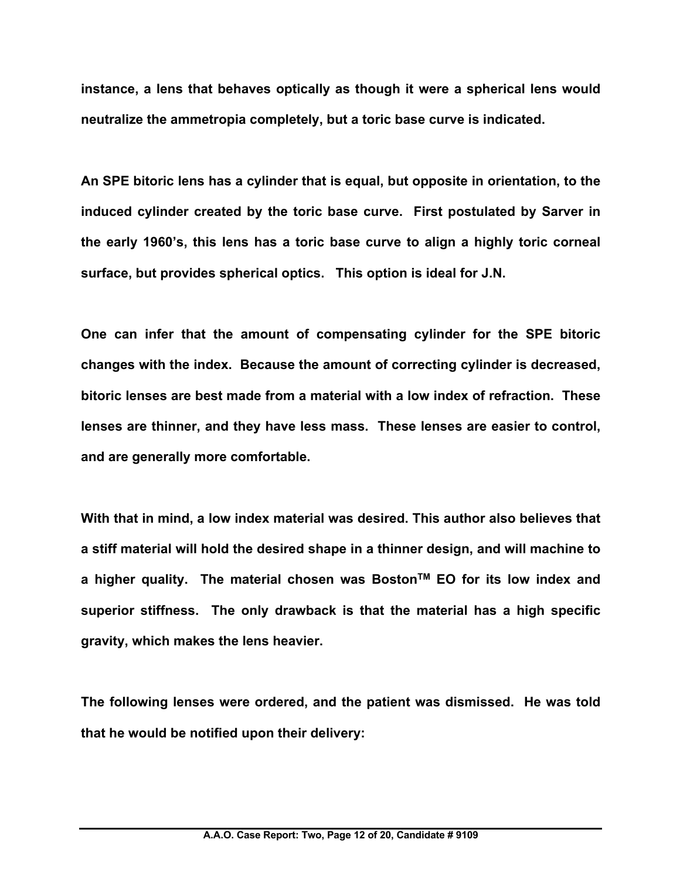**instance, a lens that behaves optically as though it were a spherical lens would neutralize the ammetropia completely, but a toric base curve is indicated.**

**An SPE bitoric lens has a cylinder that is equal, but opposite in orientation, to the induced cylinder created by the toric base curve. First postulated by Sarver in the early 1960's, this lens has a toric base curve to align a highly toric corneal surface, but provides spherical optics. This option is ideal for J.N.**

**One can infer that the amount of compensating cylinder for the SPE bitoric changes with the index. Because the amount of correcting cylinder is decreased, bitoric lenses are best made from a material with a low index of refraction. These lenses are thinner, and they have less mass. These lenses are easier to control, and are generally more comfortable.**

**With that in mind, a low index material was desired. This author also believes that a stiff material will hold the desired shape in a thinner design, and will machine to a higher quality. The material chosen was Boston™ EO for its low index and superior stiffness. The only drawback is that the material has a high specific gravity, which makes the lens heavier.**

**The following lenses were ordered, and the patient was dismissed. He was told that he would be notified upon their delivery:**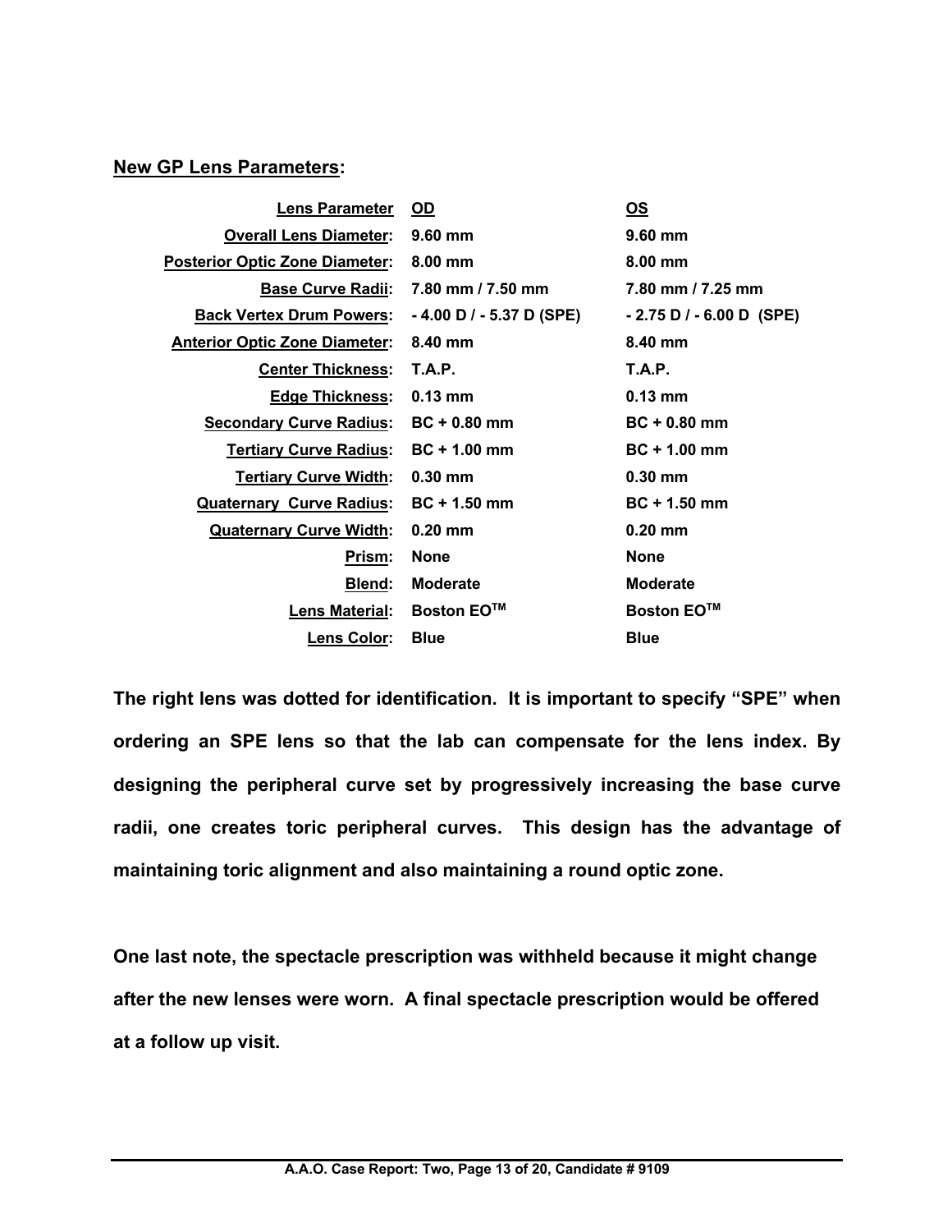**New GP Lens Parameters:**

| Lens Parameter | OD | OS |
|---|---|---|
| Overall Lens Diameter: | 9.60 mm | 9.60 mm |
| Posterior Optic Zone Diameter: | 8.00 mm | 8.00 mm |
| Base Curve Radii: | 7.80 mm / 7.50 mm | 7.80 mm / 7.25 mm |
| Back Vertex Drum Powers: | - 4.00 D / - 5.37 D (SPE) | - 2.75 D / - 6.00 D (SPE) |
| Anterior Optic Zone Diameter: | 8.40 mm | 8.40 mm |
| Center Thickness: | T.A.P. | T.A.P. |
| Edge Thickness: | 0.13 mm | 0.13 mm |
| Secondary Curve Radius: | BC + 0.80 mm | BC + 0.80 mm |
| Tertiary Curve Radius: | BC + 1.00 mm | BC + 1.00 mm |
| Tertiary Curve Width: | 0.30 mm | 0.30 mm |
| Quaternary Curve Radius: | BC + 1.50 mm | BC + 1.50 mm |
| Quaternary Curve Width: | 0.20 mm | 0.20 mm |
| Prism: | None | None |
| Blend: | Moderate | Moderate |
| Lens Material: | Boston EO™ | Boston EO™ |
| Lens Color: | Blue | Blue |

**The right lens was dotted for identification. It is important to specify "SPE" when ordering an SPE lens so that the lab can compensate for the lens index. By designing the peripheral curve set by progressively increasing the base curve radii, one creates toric peripheral curves. This design has the advantage of maintaining toric alignment and also maintaining a round optic zone.**

**One last note, the spectacle prescription was withheld because it might change after the new lenses were worn. A final spectacle prescription would be offered at a follow up visit.**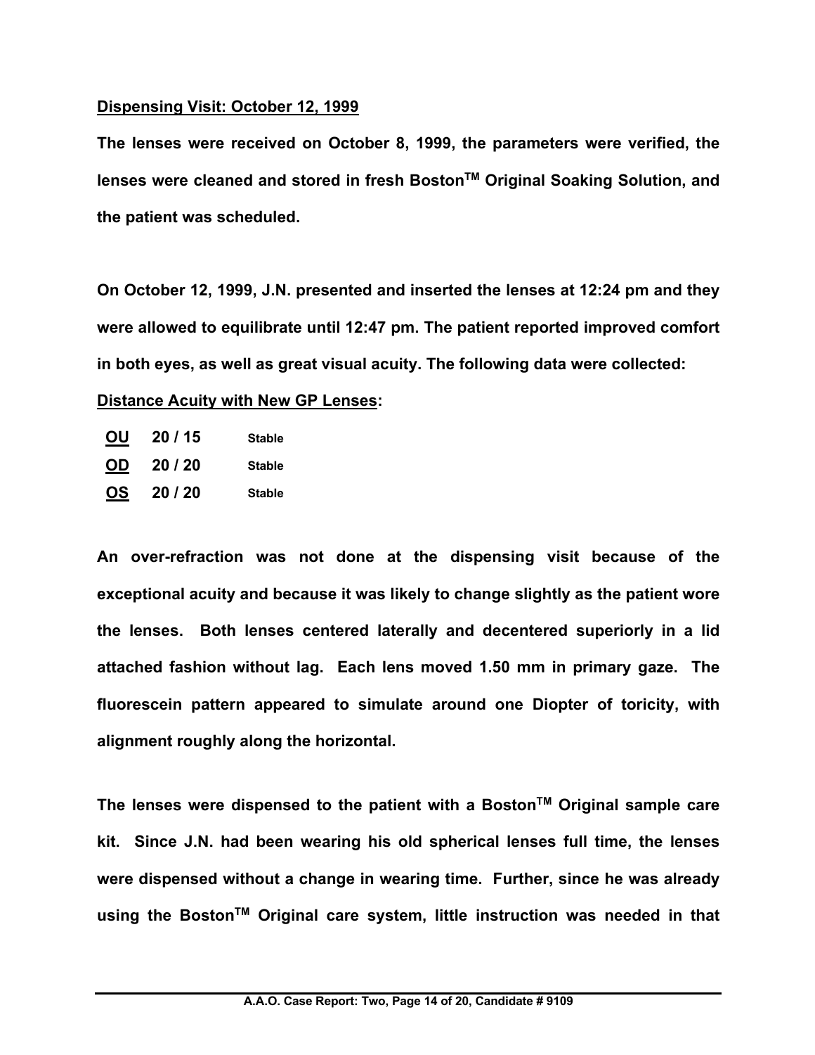**Dispensing Visit: October 12, 1999**

**The lenses were received on October 8, 1999, the parameters were verified, the lenses were cleaned and stored in fresh Boston™ Original Soaking Solution, and the patient was scheduled.**

**On October 12, 1999, J.N. presented and inserted the lenses at 12:24 pm and they were allowed to equilibrate until 12:47 pm. The patient reported improved comfort in both eyes, as well as great visual acuity. The following data were collected:**

**Distance Acuity with New GP Lenses:**

| | | |
|---|---|---|
| **OU** | **20 / 15** | **Stable** |
| **OD** | **20 / 20** | **Stable** |
| **OS** | **20 / 20** | **Stable** |

**An over-refraction was not done at the dispensing visit because of the exceptional acuity and because it was likely to change slightly as the patient wore the lenses. Both lenses centered laterally and decentered superiorly in a lid attached fashion without lag. Each lens moved 1.50 mm in primary gaze. The fluorescein pattern appeared to simulate around one Diopter of toricity, with alignment roughly along the horizontal.**

**The lenses were dispensed to the patient with a Boston™ Original sample care kit. Since J.N. had been wearing his old spherical lenses full time, the lenses were dispensed without a change in wearing time. Further, since he was already using the Boston™ Original care system, little instruction was needed in that**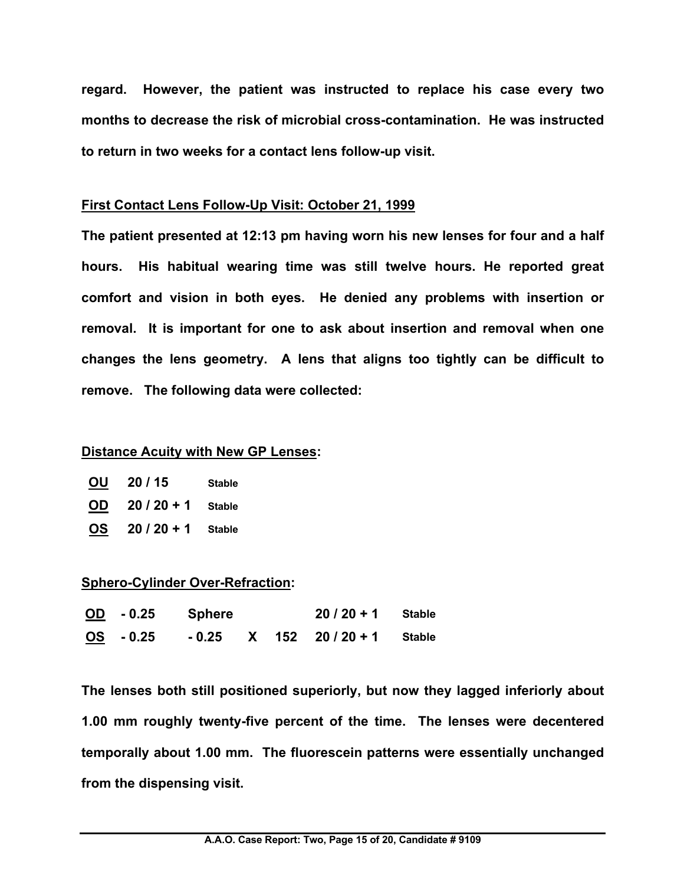**regard. However, the patient was instructed to replace his case every two months to decrease the risk of microbial cross-contamination. He was instructed to return in two weeks for a contact lens follow-up visit.**

## First Contact Lens Follow-Up Visit: October 21, 1999

**The patient presented at 12:13 pm having worn his new lenses for four and a half hours. His habitual wearing time was still twelve hours. He reported great comfort and vision in both eyes. He denied any problems with insertion or removal. It is important for one to ask about insertion and removal when one changes the lens geometry. A lens that aligns too tightly can be difficult to remove. The following data were collected:**

### Distance Acuity with New GP Lenses:

| | | |
|---|---|---|
| **OU** | **20 / 15** | **Stable** |
| **OD** | **20 / 20 + 1** | **Stable** |
| **OS** | **20 / 20 + 1** | **Stable** |

### Sphero-Cylinder Over-Refraction:

| | | | | | | |
|---|---|---|---|---|---|---|
| **OD** | **- 0.25** | **Sphere** | | | **20 / 20 + 1** | **Stable** |
| **OS** | **- 0.25** | **- 0.25** | **X** | **152** | **20 / 20 + 1** | **Stable** |

**The lenses both still positioned superiorly, but now they lagged inferiorly about 1.00 mm roughly twenty-five percent of the time. The lenses were decentered temporally about 1.00 mm. The fluorescein patterns were essentially unchanged from the dispensing visit.**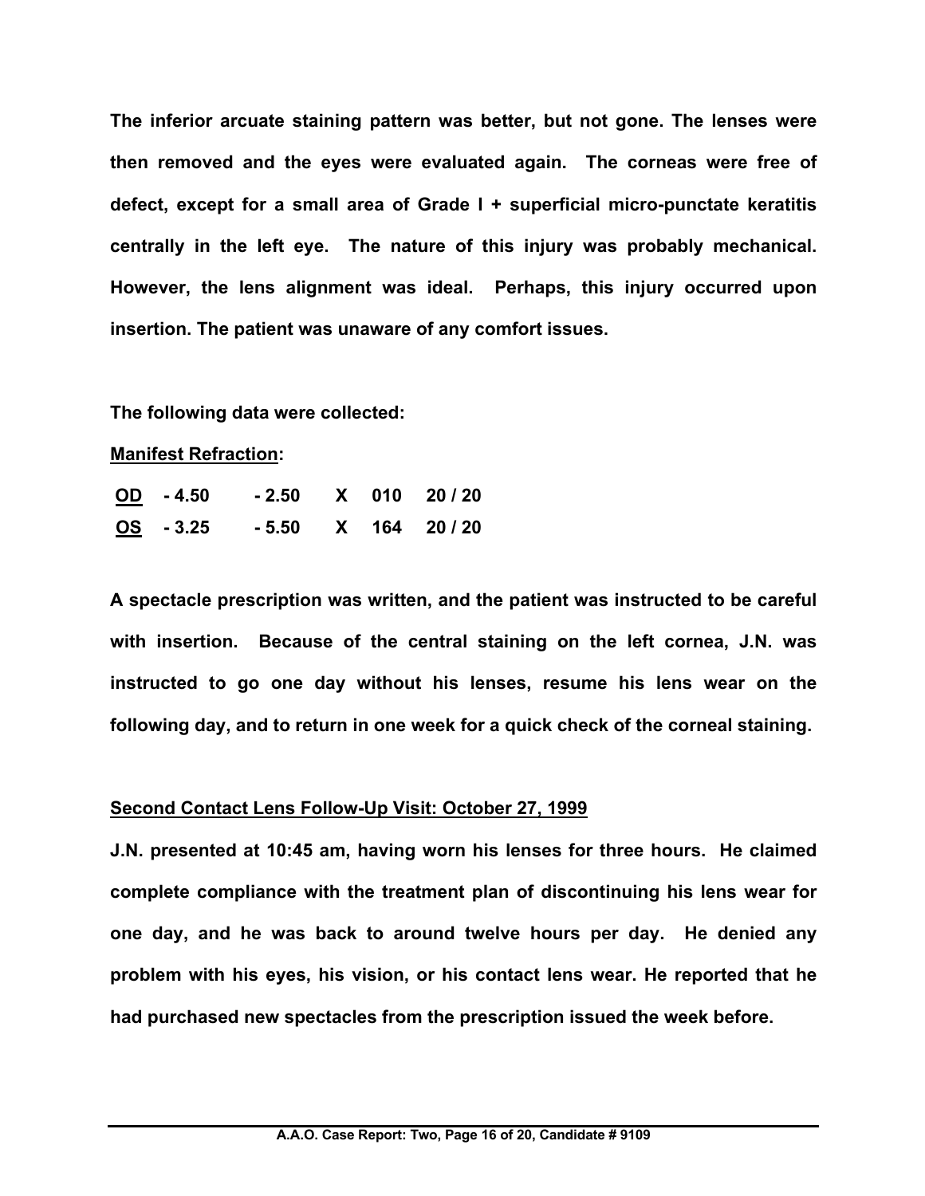**The inferior arcuate staining pattern was better, but not gone. The lenses were then removed and the eyes were evaluated again. The corneas were free of defect, except for a small area of Grade I + superficial micro-punctate keratitis centrally in the left eye. The nature of this injury was probably mechanical. However, the lens alignment was ideal. Perhaps, this injury occurred upon insertion. The patient was unaware of any comfort issues.**

**The following data were collected:**

**<u>Manifest Refraction</u>:**

| | | | | | |
|---|---|---|---|---|---|
| **<u>OD</u>** | **- 4.50** | **- 2.50** | **X** | **010** | **20 / 20** |
| **<u>OS</u>** | **- 3.25** | **- 5.50** | **X** | **164** | **20 / 20** |

**A spectacle prescription was written, and the patient was instructed to be careful with insertion. Because of the central staining on the left cornea, J.N. was instructed to go one day without his lenses, resume his lens wear on the following day, and to return in one week for a quick check of the corneal staining.**

**<u>Second Contact Lens Follow-Up Visit: October 27, 1999</u>**

**J.N. presented at 10:45 am, having worn his lenses for three hours. He claimed complete compliance with the treatment plan of discontinuing his lens wear for one day, and he was back to around twelve hours per day. He denied any problem with his eyes, his vision, or his contact lens wear. He reported that he had purchased new spectacles from the prescription issued the week before.**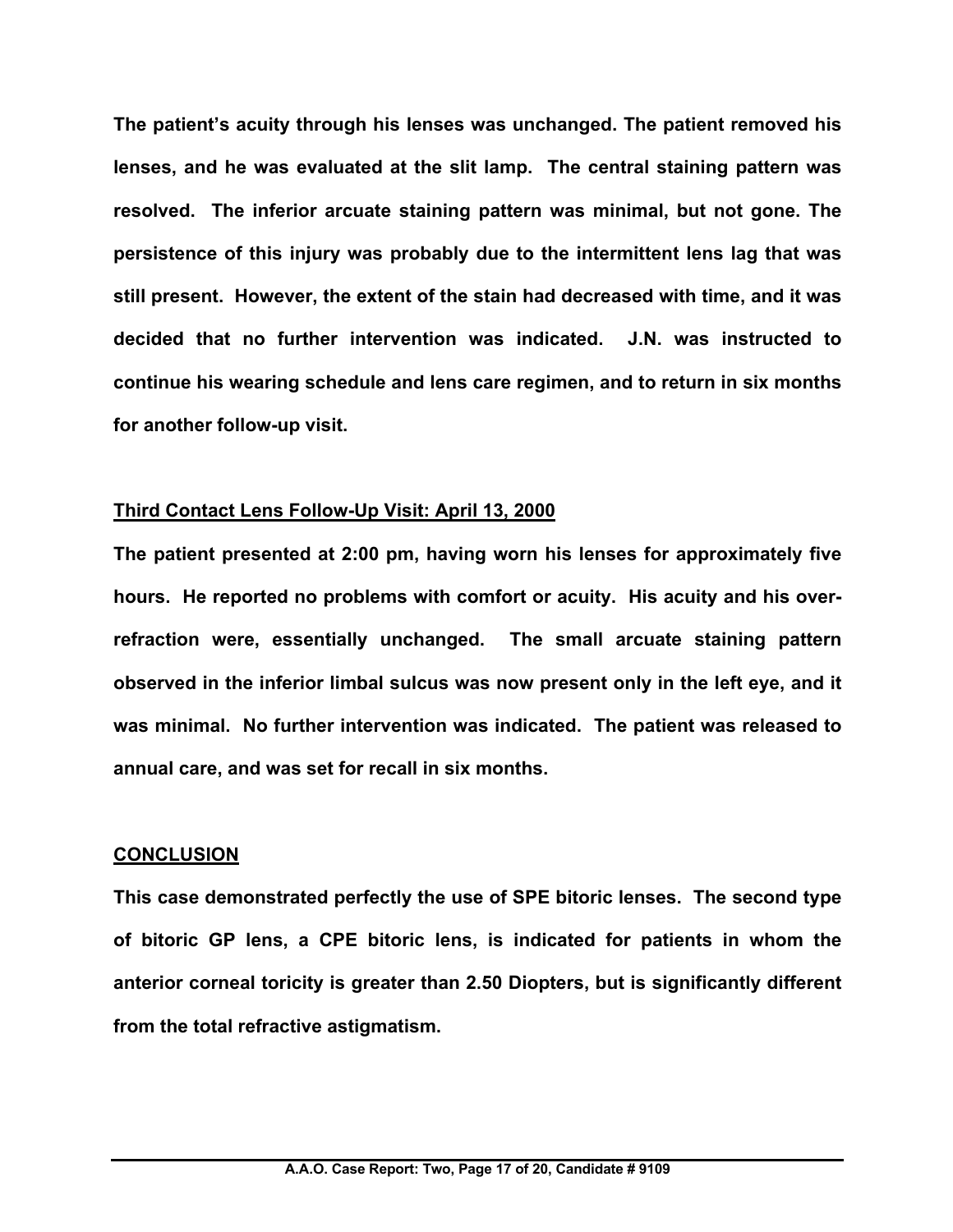**The patient's acuity through his lenses was unchanged. The patient removed his lenses, and he was evaluated at the slit lamp. The central staining pattern was resolved. The inferior arcuate staining pattern was minimal, but not gone. The persistence of this injury was probably due to the intermittent lens lag that was still present. However, the extent of the stain had decreased with time, and it was decided that no further intervention was indicated. J.N. was instructed to continue his wearing schedule and lens care regimen, and to return in six months for another follow-up visit.**

## Third Contact Lens Follow-Up Visit: April 13, 2000

**The patient presented at 2:00 pm, having worn his lenses for approximately five hours. He reported no problems with comfort or acuity. His acuity and his over-refraction were, essentially unchanged. The small arcuate staining pattern observed in the inferior limbal sulcus was now present only in the left eye, and it was minimal. No further intervention was indicated. The patient was released to annual care, and was set for recall in six months.**

## CONCLUSION

**This case demonstrated perfectly the use of SPE bitoric lenses. The second type of bitoric GP lens, a CPE bitoric lens, is indicated for patients in whom the anterior corneal toricity is greater than 2.50 Diopters, but is significantly different from the total refractive astigmatism.**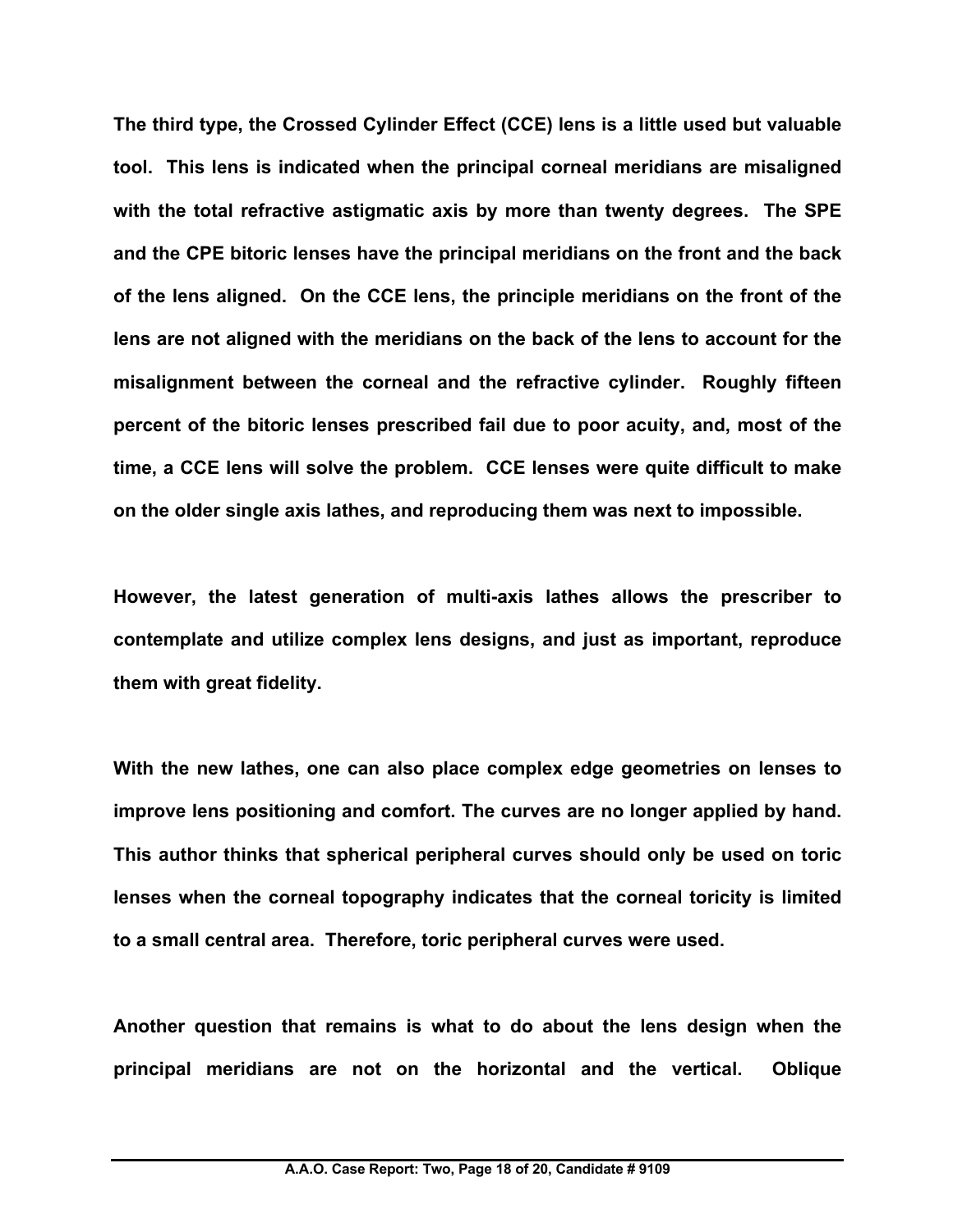**The third type, the Crossed Cylinder Effect (CCE) lens is a little used but valuable tool. This lens is indicated when the principal corneal meridians are misaligned with the total refractive astigmatic axis by more than twenty degrees. The SPE and the CPE bitoric lenses have the principal meridians on the front and the back of the lens aligned. On the CCE lens, the principle meridians on the front of the lens are not aligned with the meridians on the back of the lens to account for the misalignment between the corneal and the refractive cylinder. Roughly fifteen percent of the bitoric lenses prescribed fail due to poor acuity, and, most of the time, a CCE lens will solve the problem. CCE lenses were quite difficult to make on the older single axis lathes, and reproducing them was next to impossible.**

**However, the latest generation of multi-axis lathes allows the prescriber to contemplate and utilize complex lens designs, and just as important, reproduce them with great fidelity.**

**With the new lathes, one can also place complex edge geometries on lenses to improve lens positioning and comfort. The curves are no longer applied by hand. This author thinks that spherical peripheral curves should only be used on toric lenses when the corneal topography indicates that the corneal toricity is limited to a small central area. Therefore, toric peripheral curves were used.**

**Another question that remains is what to do about the lens design when the principal meridians are not on the horizontal and the vertical. Oblique**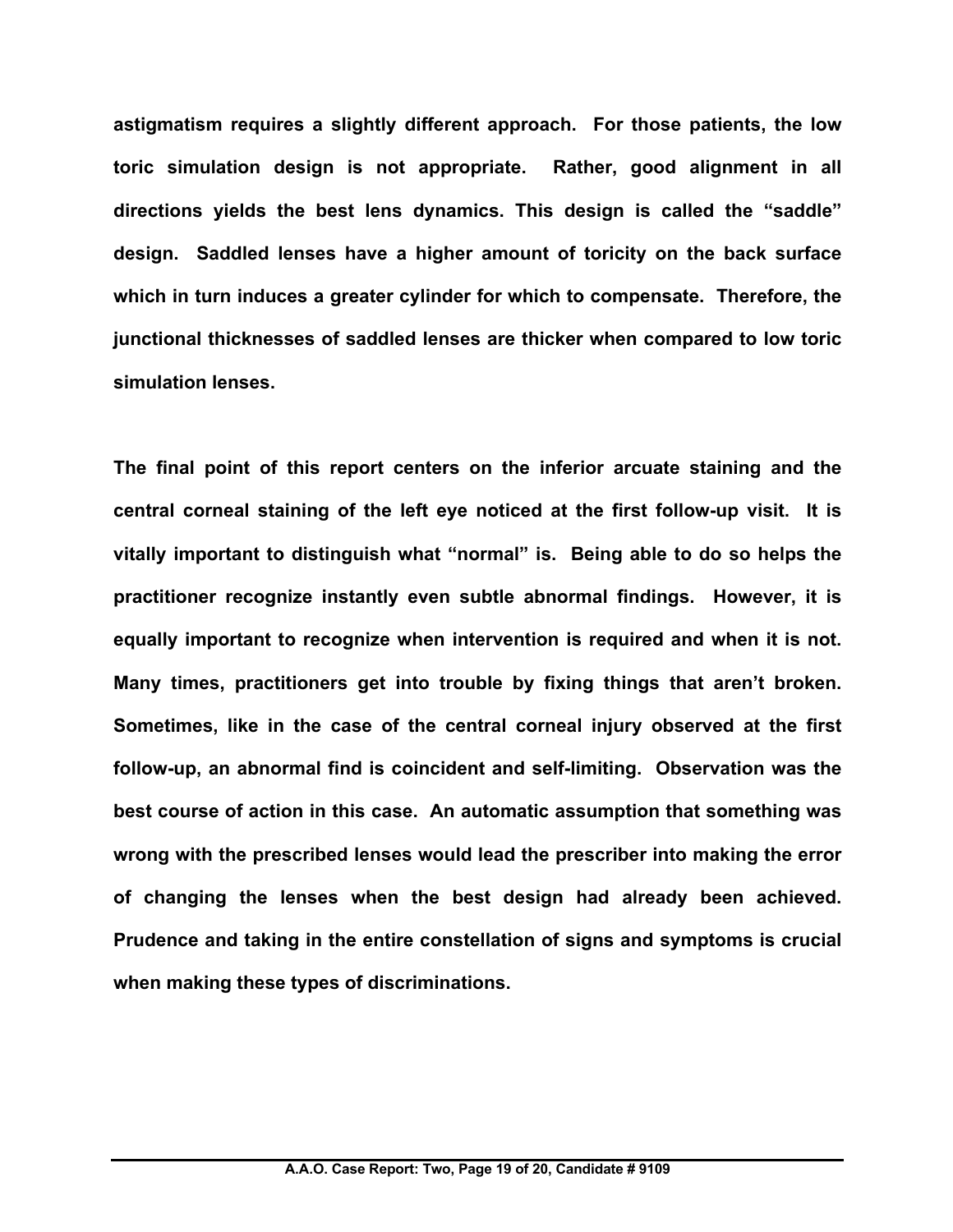**astigmatism requires a slightly different approach. For those patients, the low toric simulation design is not appropriate. Rather, good alignment in all directions yields the best lens dynamics. This design is called the "saddle" design. Saddled lenses have a higher amount of toricity on the back surface which in turn induces a greater cylinder for which to compensate. Therefore, the junctional thicknesses of saddled lenses are thicker when compared to low toric simulation lenses.**

**The final point of this report centers on the inferior arcuate staining and the central corneal staining of the left eye noticed at the first follow-up visit. It is vitally important to distinguish what "normal" is. Being able to do so helps the practitioner recognize instantly even subtle abnormal findings. However, it is equally important to recognize when intervention is required and when it is not. Many times, practitioners get into trouble by fixing things that aren't broken. Sometimes, like in the case of the central corneal injury observed at the first follow-up, an abnormal find is coincident and self-limiting. Observation was the best course of action in this case. An automatic assumption that something was wrong with the prescribed lenses would lead the prescriber into making the error of changing the lenses when the best design had already been achieved. Prudence and taking in the entire constellation of signs and symptoms is crucial when making these types of discriminations.**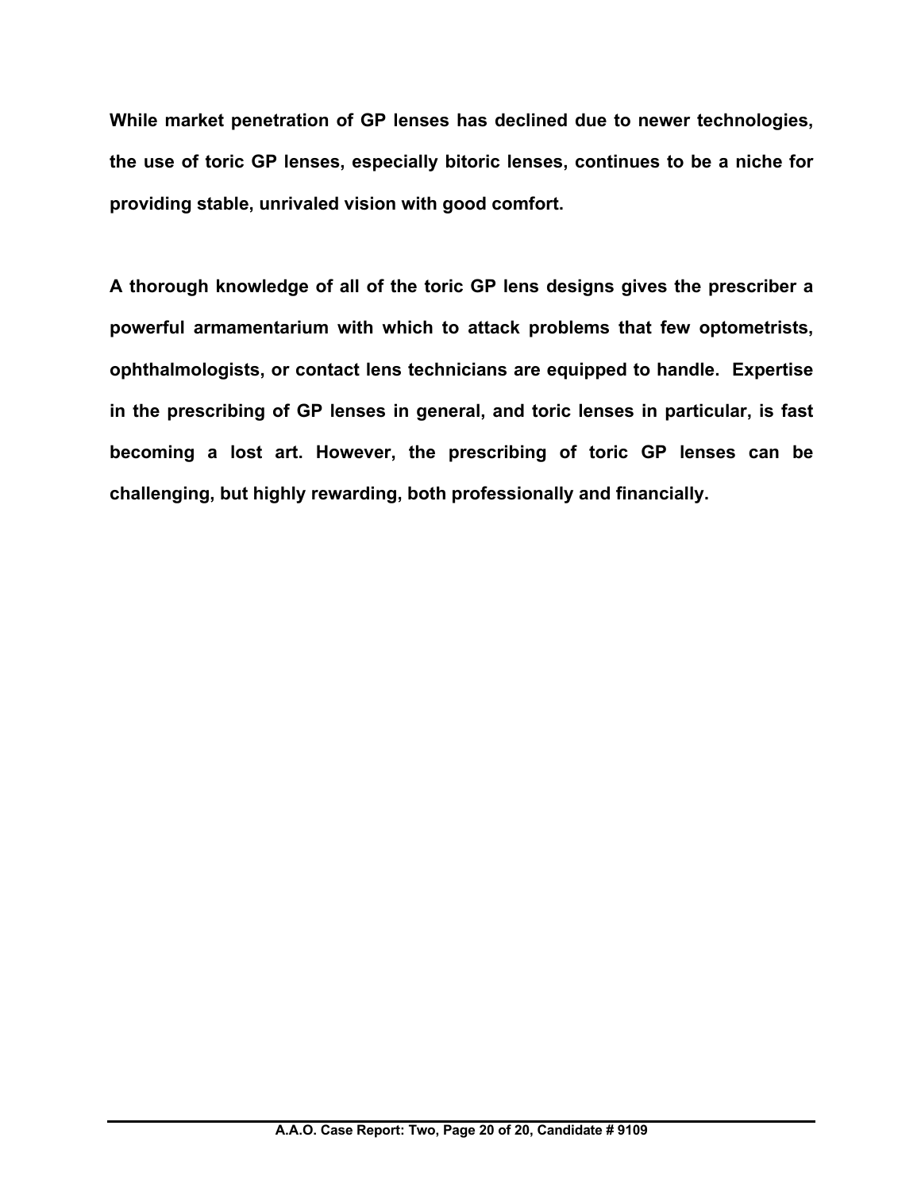**While market penetration of GP lenses has declined due to newer technologies, the use of toric GP lenses, especially bitoric lenses, continues to be a niche for providing stable, unrivaled vision with good comfort.**

**A thorough knowledge of all of the toric GP lens designs gives the prescriber a powerful armamentarium with which to attack problems that few optometrists, ophthalmologists, or contact lens technicians are equipped to handle. Expertise in the prescribing of GP lenses in general, and toric lenses in particular, is fast becoming a lost art. However, the prescribing of toric GP lenses can be challenging, but highly rewarding, both professionally and financially.**